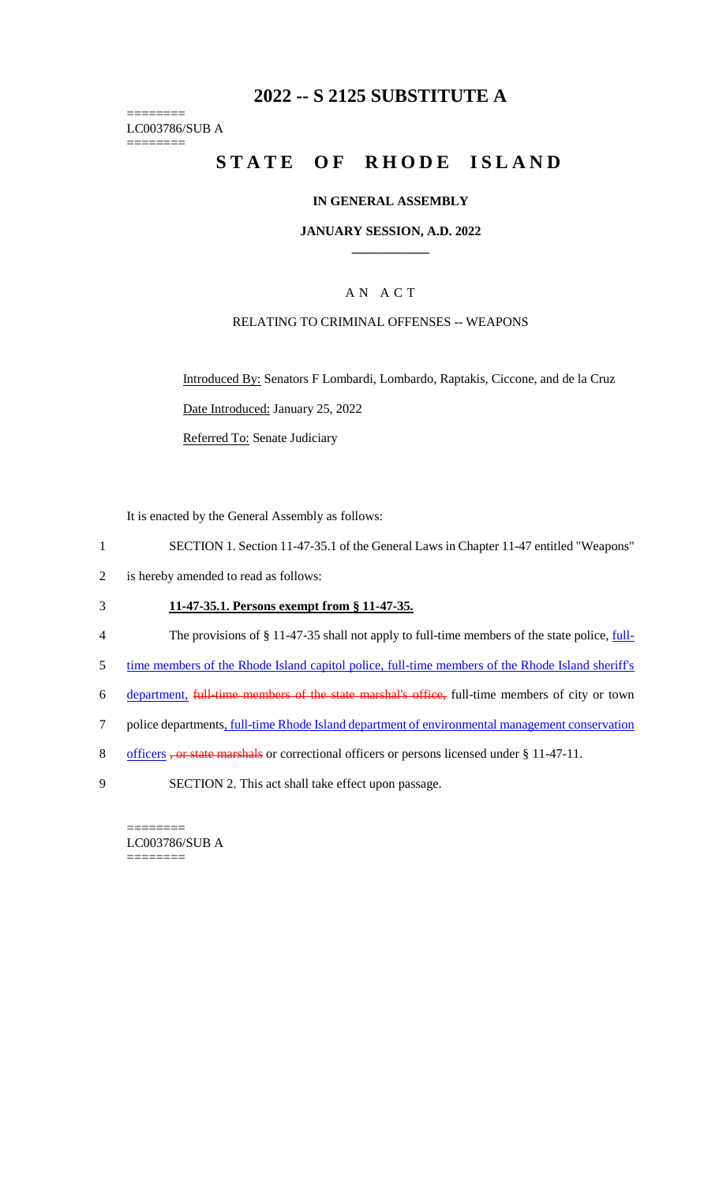# 2022 -- S 2125 SUBSTITUTE A

========
LC003786/SUB A
========

# STATE OF RHODE ISLAND

## IN GENERAL ASSEMBLY

### JANUARY SESSION, A.D. 2022

---

A N A C T

RELATING TO CRIMINAL OFFENSES -- WEAPONS

Introduced By: Senators F Lombardi, Lombardo, Raptakis, Ciccone, and de la Cruz

Date Introduced: January 25, 2022

Referred To: Senate Judiciary

It is enacted by the General Assembly as follows:

1 SECTION 1. Section 11-47-35.1 of the General Laws in Chapter 11-47 entitled "Weapons"
2 is hereby amended to read as follows:

3 **11-47-35.1. Persons exempt from § 11-47-35.**

4 The provisions of § 11-47-35 shall not apply to full-time members of the state police, full-
5 time members of the Rhode Island capitol police, full-time members of the Rhode Island sheriff's
6 department, ~~full-time members of the state marshal's office,~~ full-time members of city or town
7 police departments, full-time Rhode Island department of environmental management conservation
8 officers ~~, or state marshals~~ or correctional officers or persons licensed under § 11-47-11.

9 SECTION 2. This act shall take effect upon passage.

========
LC003786/SUB A
========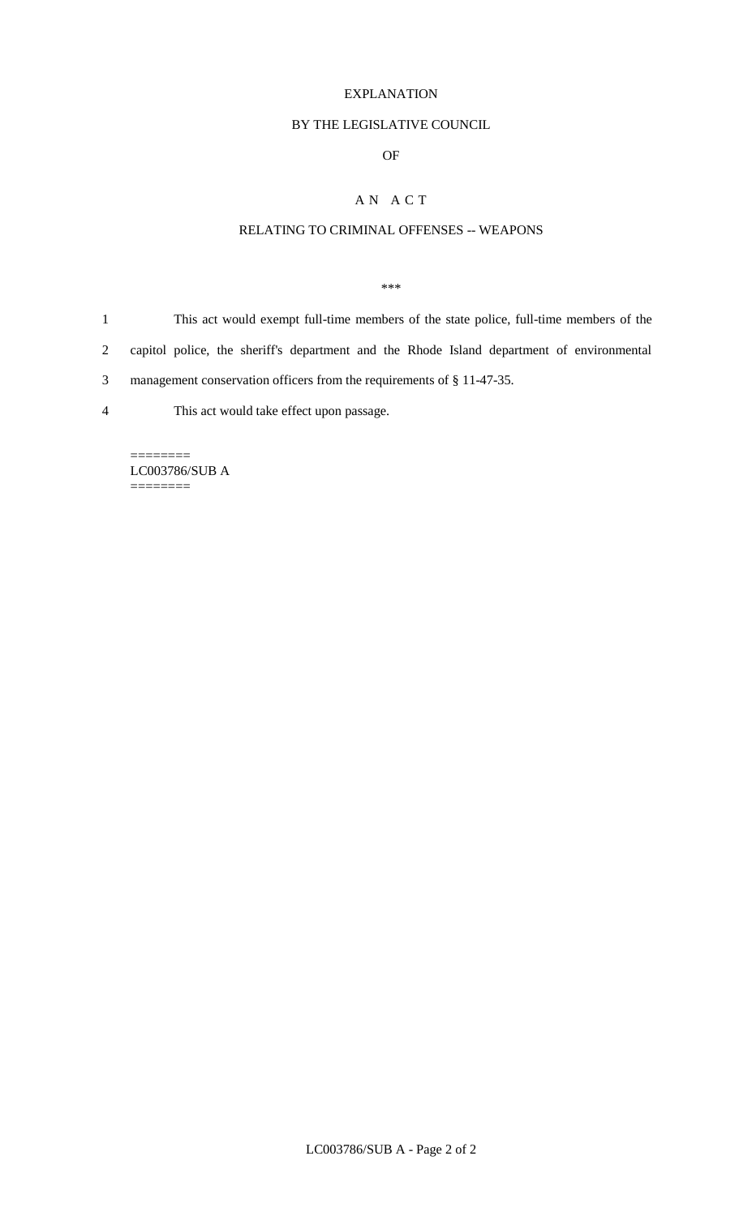EXPLANATION

BY THE LEGISLATIVE COUNCIL

OF

A N A C T

RELATING TO CRIMINAL OFFENSES -- WEAPONS

\*\*\*

1 This act would exempt full-time members of the state police, full-time members of the
2 capitol police, the sheriff's department and the Rhode Island department of environmental
3 management conservation officers from the requirements of § 11-47-35.

4 This act would take effect upon passage.

========
LC003786/SUB A
========